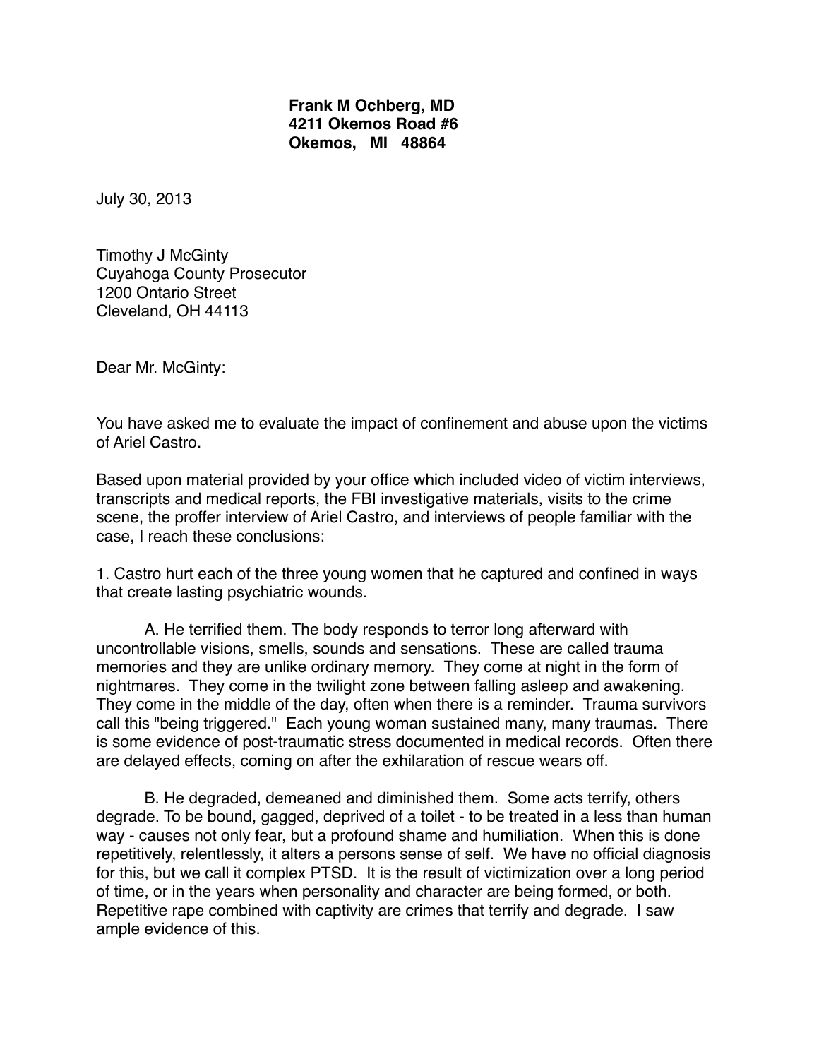**Frank M Ochberg, MD**
**4211 Okemos Road #6**
**Okemos, MI 48864**

July 30, 2013

Timothy J McGinty
Cuyahoga County Prosecutor
1200 Ontario Street
Cleveland, OH 44113

Dear Mr. McGinty:

You have asked me to evaluate the impact of confinement and abuse upon the victims of Ariel Castro.

Based upon material provided by your office which included video of victim interviews, transcripts and medical reports, the FBI investigative materials, visits to the crime scene, the proffer interview of Ariel Castro, and interviews of people familiar with the case, I reach these conclusions:

1. Castro hurt each of the three young women that he captured and confined in ways that create lasting psychiatric wounds.

A. He terrified them. The body responds to terror long afterward with uncontrollable visions, smells, sounds and sensations. These are called trauma memories and they are unlike ordinary memory. They come at night in the form of nightmares. They come in the twilight zone between falling asleep and awakening. They come in the middle of the day, often when there is a reminder. Trauma survivors call this "being triggered." Each young woman sustained many, many traumas. There is some evidence of post-traumatic stress documented in medical records. Often there are delayed effects, coming on after the exhilaration of rescue wears off.

B. He degraded, demeaned and diminished them. Some acts terrify, others degrade. To be bound, gagged, deprived of a toilet - to be treated in a less than human way - causes not only fear, but a profound shame and humiliation. When this is done repetitively, relentlessly, it alters a persons sense of self. We have no official diagnosis for this, but we call it complex PTSD. It is the result of victimization over a long period of time, or in the years when personality and character are being formed, or both. Repetitive rape combined with captivity are crimes that terrify and degrade. I saw ample evidence of this.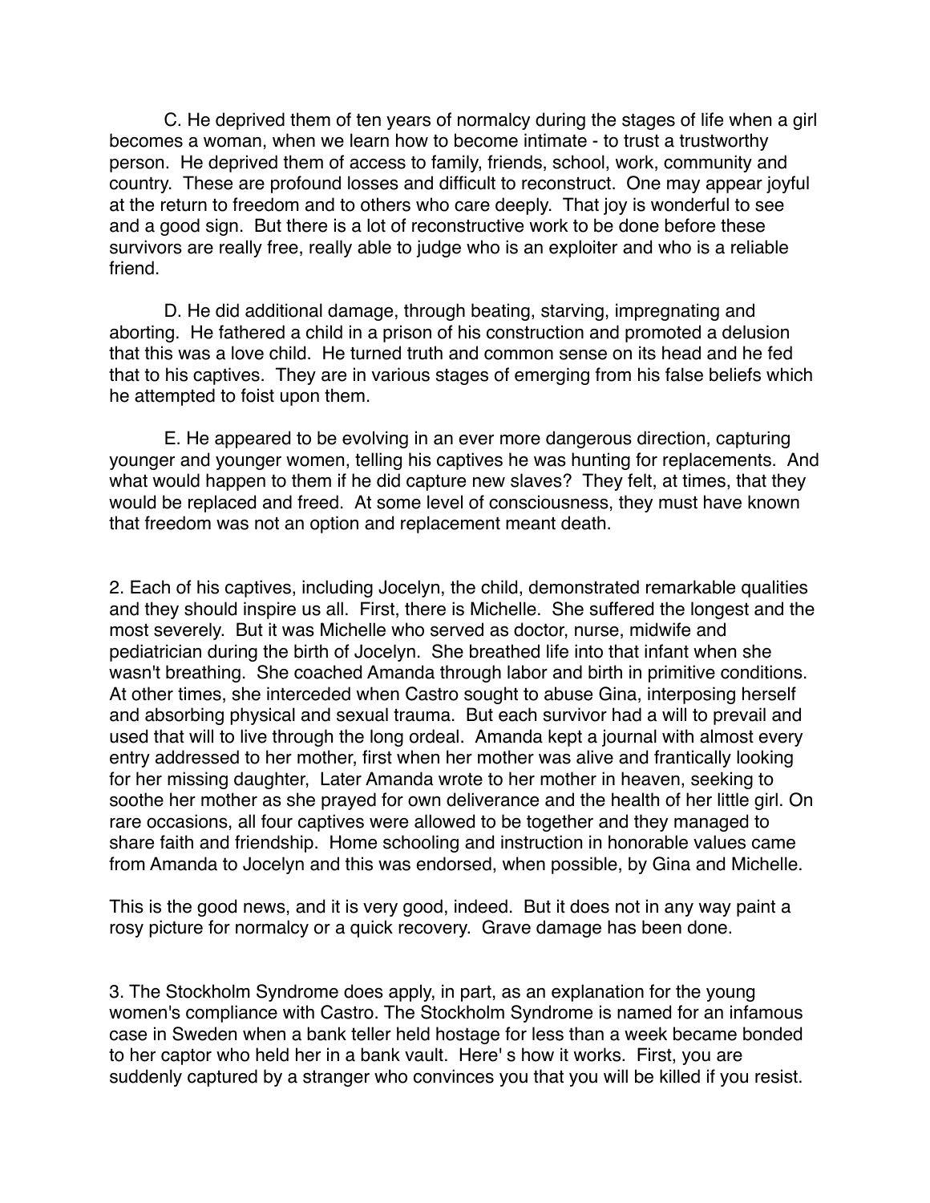C. He deprived them of ten years of normalcy during the stages of life when a girl becomes a woman, when we learn how to become intimate - to trust a trustworthy person. He deprived them of access to family, friends, school, work, community and country. These are profound losses and difficult to reconstruct. One may appear joyful at the return to freedom and to others who care deeply. That joy is wonderful to see and a good sign. But there is a lot of reconstructive work to be done before these survivors are really free, really able to judge who is an exploiter and who is a reliable friend.

D. He did additional damage, through beating, starving, impregnating and aborting. He fathered a child in a prison of his construction and promoted a delusion that this was a love child. He turned truth and common sense on its head and he fed that to his captives. They are in various stages of emerging from his false beliefs which he attempted to foist upon them.

E. He appeared to be evolving in an ever more dangerous direction, capturing younger and younger women, telling his captives he was hunting for replacements. And what would happen to them if he did capture new slaves? They felt, at times, that they would be replaced and freed. At some level of consciousness, they must have known that freedom was not an option and replacement meant death.

2. Each of his captives, including Jocelyn, the child, demonstrated remarkable qualities and they should inspire us all. First, there is Michelle. She suffered the longest and the most severely. But it was Michelle who served as doctor, nurse, midwife and pediatrician during the birth of Jocelyn. She breathed life into that infant when she wasn't breathing. She coached Amanda through labor and birth in primitive conditions. At other times, she interceded when Castro sought to abuse Gina, interposing herself and absorbing physical and sexual trauma. But each survivor had a will to prevail and used that will to live through the long ordeal. Amanda kept a journal with almost every entry addressed to her mother, first when her mother was alive and frantically looking for her missing daughter, Later Amanda wrote to her mother in heaven, seeking to soothe her mother as she prayed for own deliverance and the health of her little girl. On rare occasions, all four captives were allowed to be together and they managed to share faith and friendship. Home schooling and instruction in honorable values came from Amanda to Jocelyn and this was endorsed, when possible, by Gina and Michelle.

This is the good news, and it is very good, indeed. But it does not in any way paint a rosy picture for normalcy or a quick recovery. Grave damage has been done.

3. The Stockholm Syndrome does apply, in part, as an explanation for the young women's compliance with Castro. The Stockholm Syndrome is named for an infamous case in Sweden when a bank teller held hostage for less than a week became bonded to her captor who held her in a bank vault. Here' s how it works. First, you are suddenly captured by a stranger who convinces you that you will be killed if you resist.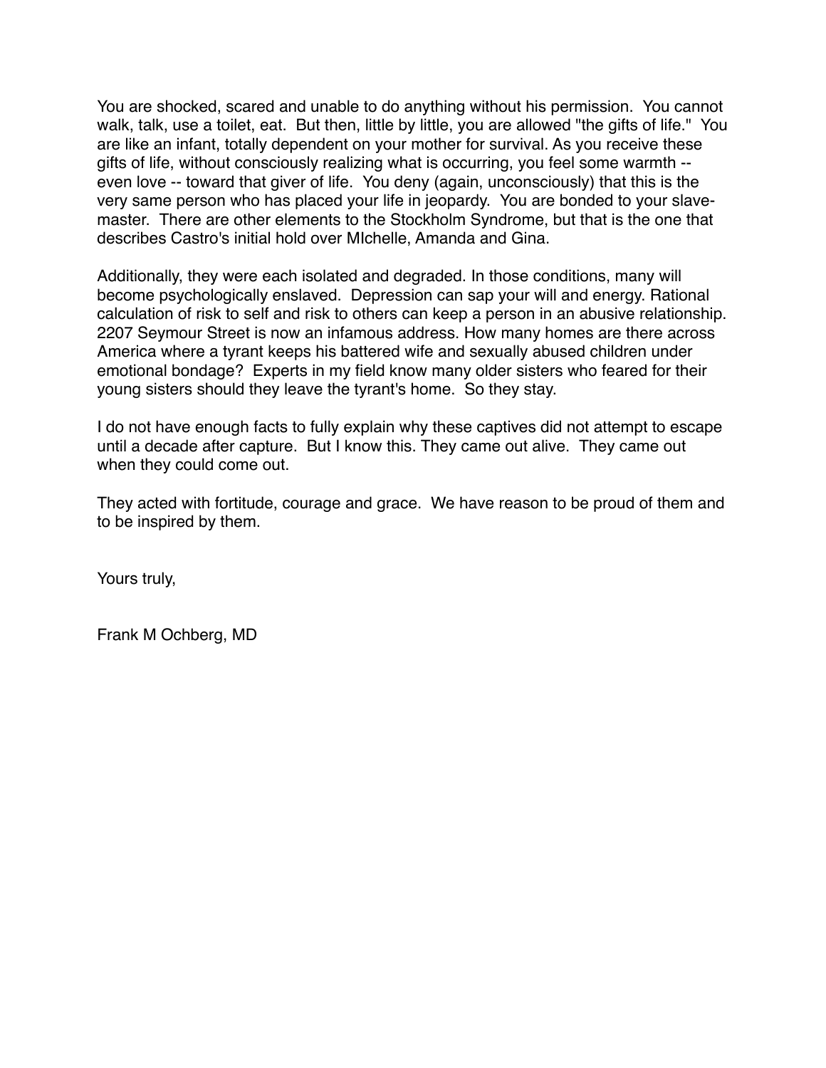You are shocked, scared and unable to do anything without his permission. You cannot walk, talk, use a toilet, eat. But then, little by little, you are allowed "the gifts of life." You are like an infant, totally dependent on your mother for survival. As you receive these gifts of life, without consciously realizing what is occurring, you feel some warmth -- even love -- toward that giver of life. You deny (again, unconsciously) that this is the very same person who has placed your life in jeopardy. You are bonded to your slave-master. There are other elements to the Stockholm Syndrome, but that is the one that describes Castro's initial hold over MIchelle, Amanda and Gina.

Additionally, they were each isolated and degraded. In those conditions, many will become psychologically enslaved. Depression can sap your will and energy. Rational calculation of risk to self and risk to others can keep a person in an abusive relationship. 2207 Seymour Street is now an infamous address. How many homes are there across America where a tyrant keeps his battered wife and sexually abused children under emotional bondage? Experts in my field know many older sisters who feared for their young sisters should they leave the tyrant's home. So they stay.

I do not have enough facts to fully explain why these captives did not attempt to escape until a decade after capture. But I know this. They came out alive. They came out when they could come out.

They acted with fortitude, courage and grace. We have reason to be proud of them and to be inspired by them.

Yours truly,

Frank M Ochberg, MD